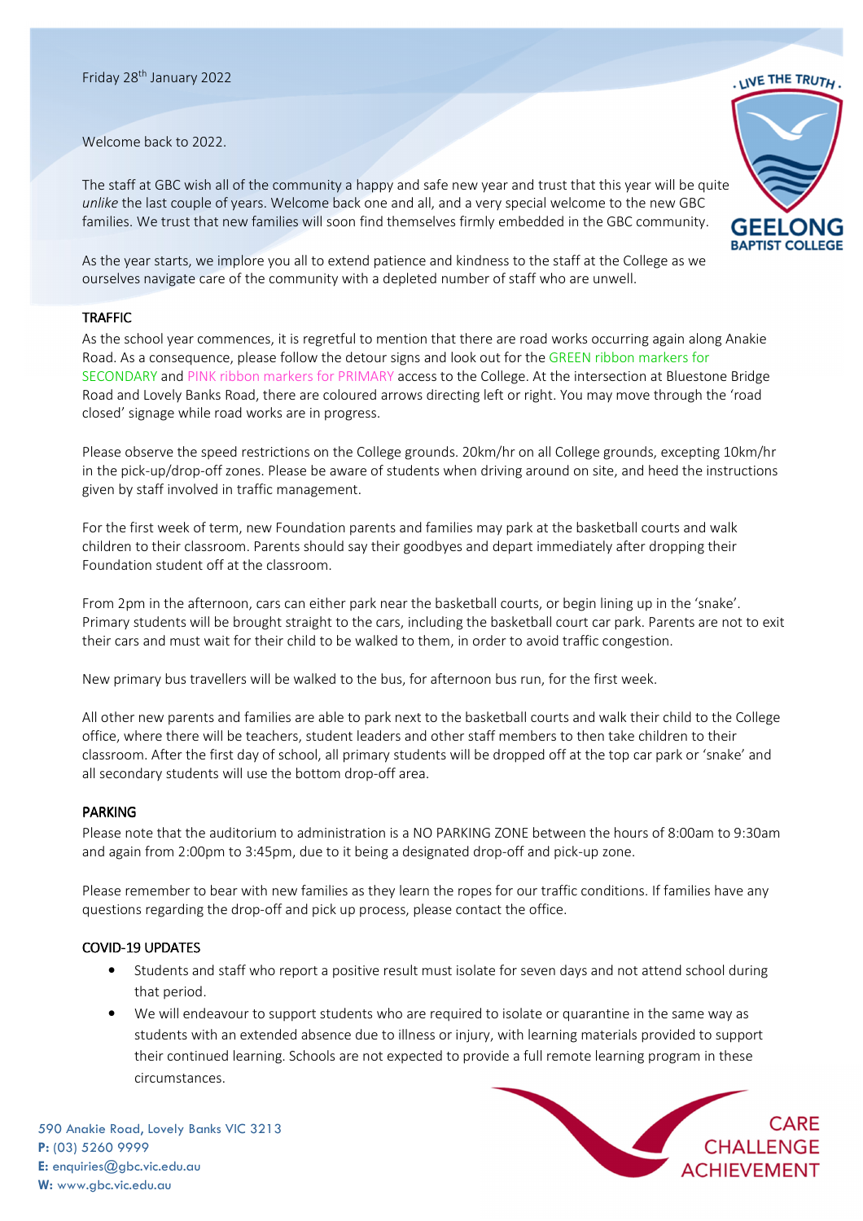Friday 28th January 2022

Welcome back to 2022.

The staff at GBC wish all of the community a happy and safe new year and trust that this year will be quite *unlike* the last couple of years. Welcome back one and all, and a very special welcome to the new GBC families. We trust that new families will soon find themselves firmly embedded in the GBC community.

As the year starts, we implore you all to extend patience and kindness to the staff at the College as we ourselves navigate care of the community with a depleted number of staff who are unwell.

## TRAFFIC

As the school year commences, it is regretful to mention that there are road works occurring again along Anakie Road. As a consequence, please follow the detour signs and look out for the GREEN ribbon markers for SECONDARY and PINK ribbon markers for PRIMARY access to the College. At the intersection at Bluestone Bridge Road and Lovely Banks Road, there are coloured arrows directing left or right. You may move through the 'road closed' signage while road works are in progress.

Please observe the speed restrictions on the College grounds. 20km/hr on all College grounds, excepting 10km/hr in the pick-up/drop-off zones. Please be aware of students when driving around on site, and heed the instructions given by staff involved in traffic management.

For the first week of term, new Foundation parents and families may park at the basketball courts and walk children to their classroom. Parents should say their goodbyes and depart immediately after dropping their Foundation student off at the classroom.

From 2pm in the afternoon, cars can either park near the basketball courts, or begin lining up in the 'snake'. Primary students will be brought straight to the cars, including the basketball court car park. Parents are not to exit their cars and must wait for their child to be walked to them, in order to avoid traffic congestion.

New primary bus travellers will be walked to the bus, for afternoon bus run, for the first week.

All other new parents and families are able to park next to the basketball courts and walk their child to the College office, where there will be teachers, student leaders and other staff members to then take children to their classroom. After the first day of school, all primary students will be dropped off at the top car park or 'snake' and all secondary students will use the bottom drop-off area.

## PARKING

Please note that the auditorium to administration is a NO PARKING ZONE between the hours of 8:00am to 9:30am and again from 2:00pm to 3:45pm, due to it being a designated drop-off and pick-up zone.

Please remember to bear with new families as they learn the ropes for our traffic conditions. If families have any questions regarding the drop-off and pick up process, please contact the office.

## COVID-19 UPDATES

- Students and staff who report a positive result must isolate for seven days and not attend school during that period.
- We will endeavour to support students who are required to isolate or quarantine in the same way as students with an extended absence due to illness or injury, with learning materials provided to support their continued learning. Schools are not expected to provide a full remote learning program in these circumstances.

590 Anakie Road, Lovely Banks VIC 3213
**P:** (03) 5260 9999
**E:** enquiries@gbc.vic.edu.au
**W:** www.gbc.vic.edu.au

CARE
CHALLENGE
ACHIEVEMENT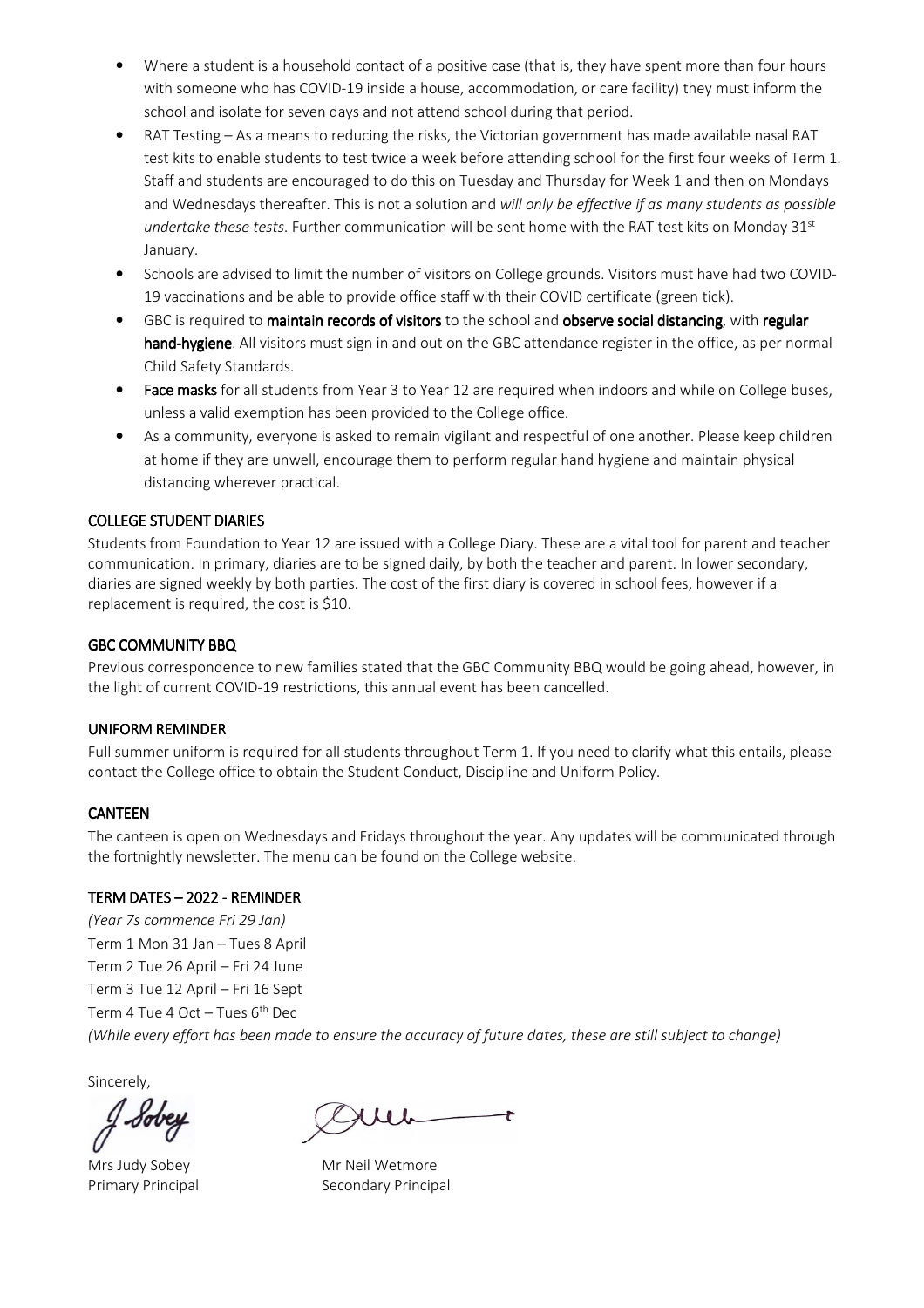- Where a student is a household contact of a positive case (that is, they have spent more than four hours with someone who has COVID-19 inside a house, accommodation, or care facility) they must inform the school and isolate for seven days and not attend school during that period.
- RAT Testing – As a means to reducing the risks, the Victorian government has made available nasal RAT test kits to enable students to test twice a week before attending school for the first four weeks of Term 1. Staff and students are encouraged to do this on Tuesday and Thursday for Week 1 and then on Mondays and Wednesdays thereafter. This is not a solution and *will only be effective if as many students as possible undertake these tests*. Further communication will be sent home with the RAT test kits on Monday 31st January.
- Schools are advised to limit the number of visitors on College grounds. Visitors must have had two COVID-19 vaccinations and be able to provide office staff with their COVID certificate (green tick).
- GBC is required to **maintain records of visitors** to the school and **observe social distancing**, with **regular hand-hygiene**. All visitors must sign in and out on the GBC attendance register in the office, as per normal Child Safety Standards.
- **Face masks** for all students from Year 3 to Year 12 are required when indoors and while on College buses, unless a valid exemption has been provided to the College office.
- As a community, everyone is asked to remain vigilant and respectful of one another. Please keep children at home if they are unwell, encourage them to perform regular hand hygiene and maintain physical distancing wherever practical.

## COLLEGE STUDENT DIARIES

Students from Foundation to Year 12 are issued with a College Diary. These are a vital tool for parent and teacher communication. In primary, diaries are to be signed daily, by both the teacher and parent. In lower secondary, diaries are signed weekly by both parties. The cost of the first diary is covered in school fees, however if a replacement is required, the cost is $10.

## GBC COMMUNITY BBQ

Previous correspondence to new families stated that the GBC Community BBQ would be going ahead, however, in the light of current COVID-19 restrictions, this annual event has been cancelled.

## UNIFORM REMINDER

Full summer uniform is required for all students throughout Term 1. If you need to clarify what this entails, please contact the College office to obtain the Student Conduct, Discipline and Uniform Policy.

## CANTEEN

The canteen is open on Wednesdays and Fridays throughout the year. Any updates will be communicated through the fortnightly newsletter. The menu can be found on the College website.

## TERM DATES – 2022 - REMINDER

*(Year 7s commence Fri 29 Jan)*
Term 1 Mon 31 Jan – Tues 8 April
Term 2 Tue 26 April – Fri 24 June
Term 3 Tue 12 April – Fri 16 Sept
Term 4 Tue 4 Oct – Tues 6th Dec
*(While every effort has been made to ensure the accuracy of future dates, these are still subject to change)*

Sincerely,

Mrs Judy Sobey
Primary Principal

Mr Neil Wetmore
Secondary Principal